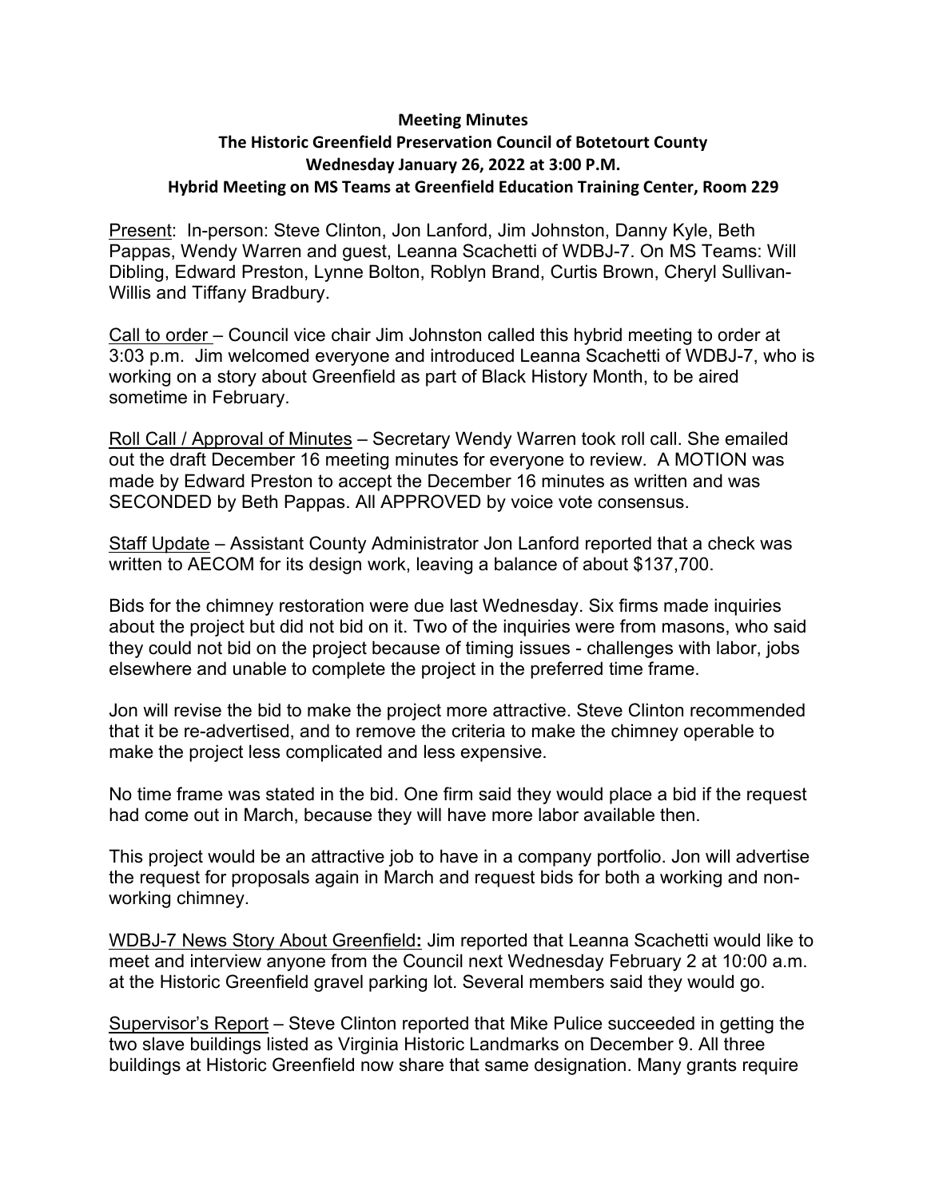**Meeting Minutes**
**The Historic Greenfield Preservation Council of Botetourt County**
**Wednesday January 26, 2022 at 3:00 P.M.**
**Hybrid Meeting on MS Teams at Greenfield Education Training Center, Room 229**

Present: In-person: Steve Clinton, Jon Lanford, Jim Johnston, Danny Kyle, Beth Pappas, Wendy Warren and guest, Leanna Scachetti of WDBJ-7. On MS Teams: Will Dibling, Edward Preston, Lynne Bolton, Roblyn Brand, Curtis Brown, Cheryl Sullivan-Willis and Tiffany Bradbury.

Call to order – Council vice chair Jim Johnston called this hybrid meeting to order at 3:03 p.m. Jim welcomed everyone and introduced Leanna Scachetti of WDBJ-7, who is working on a story about Greenfield as part of Black History Month, to be aired sometime in February.

Roll Call / Approval of Minutes – Secretary Wendy Warren took roll call. She emailed out the draft December 16 meeting minutes for everyone to review. A MOTION was made by Edward Preston to accept the December 16 minutes as written and was SECONDED by Beth Pappas. All APPROVED by voice vote consensus.

Staff Update – Assistant County Administrator Jon Lanford reported that a check was written to AECOM for its design work, leaving a balance of about $137,700.

Bids for the chimney restoration were due last Wednesday. Six firms made inquiries about the project but did not bid on it. Two of the inquiries were from masons, who said they could not bid on the project because of timing issues - challenges with labor, jobs elsewhere and unable to complete the project in the preferred time frame.

Jon will revise the bid to make the project more attractive. Steve Clinton recommended that it be re-advertised, and to remove the criteria to make the chimney operable to make the project less complicated and less expensive.

No time frame was stated in the bid. One firm said they would place a bid if the request had come out in March, because they will have more labor available then.

This project would be an attractive job to have in a company portfolio. Jon will advertise the request for proposals again in March and request bids for both a working and non-working chimney.

WDBJ-7 News Story About Greenfield**:** Jim reported that Leanna Scachetti would like to meet and interview anyone from the Council next Wednesday February 2 at 10:00 a.m. at the Historic Greenfield gravel parking lot. Several members said they would go.

Supervisor's Report – Steve Clinton reported that Mike Pulice succeeded in getting the two slave buildings listed as Virginia Historic Landmarks on December 9. All three buildings at Historic Greenfield now share that same designation. Many grants require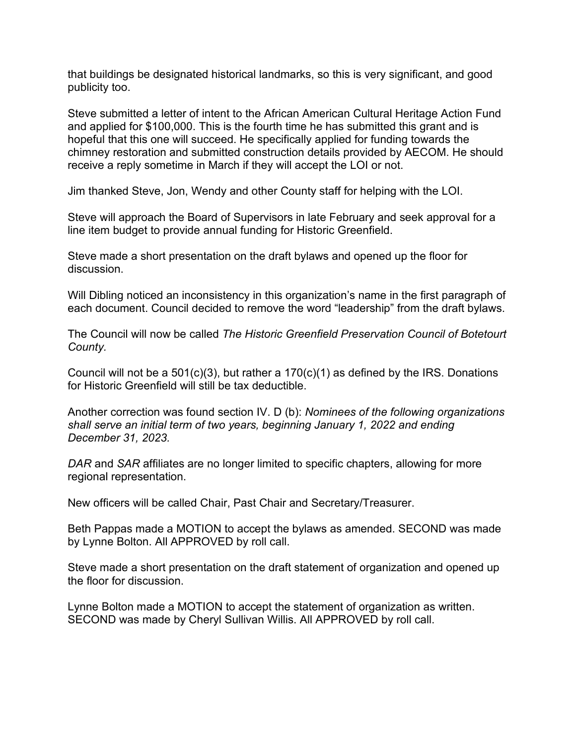that buildings be designated historical landmarks, so this is very significant, and good publicity too.

Steve submitted a letter of intent to the African American Cultural Heritage Action Fund and applied for $100,000. This is the fourth time he has submitted this grant and is hopeful that this one will succeed. He specifically applied for funding towards the chimney restoration and submitted construction details provided by AECOM. He should receive a reply sometime in March if they will accept the LOI or not.

Jim thanked Steve, Jon, Wendy and other County staff for helping with the LOI.

Steve will approach the Board of Supervisors in late February and seek approval for a line item budget to provide annual funding for Historic Greenfield.

Steve made a short presentation on the draft bylaws and opened up the floor for discussion.

Will Dibling noticed an inconsistency in this organization's name in the first paragraph of each document. Council decided to remove the word "leadership" from the draft bylaws.

The Council will now be called *The Historic Greenfield Preservation Council of Botetourt County.*

Council will not be a 501(c)(3), but rather a 170(c)(1) as defined by the IRS. Donations for Historic Greenfield will still be tax deductible.

Another correction was found section IV. D (b): *Nominees of the following organizations shall serve an initial term of two years, beginning January 1, 2022 and ending December 31, 2023.*

*DAR* and *SAR* affiliates are no longer limited to specific chapters, allowing for more regional representation.

New officers will be called Chair, Past Chair and Secretary/Treasurer.

Beth Pappas made a MOTION to accept the bylaws as amended. SECOND was made by Lynne Bolton. All APPROVED by roll call.

Steve made a short presentation on the draft statement of organization and opened up the floor for discussion.

Lynne Bolton made a MOTION to accept the statement of organization as written. SECOND was made by Cheryl Sullivan Willis. All APPROVED by roll call.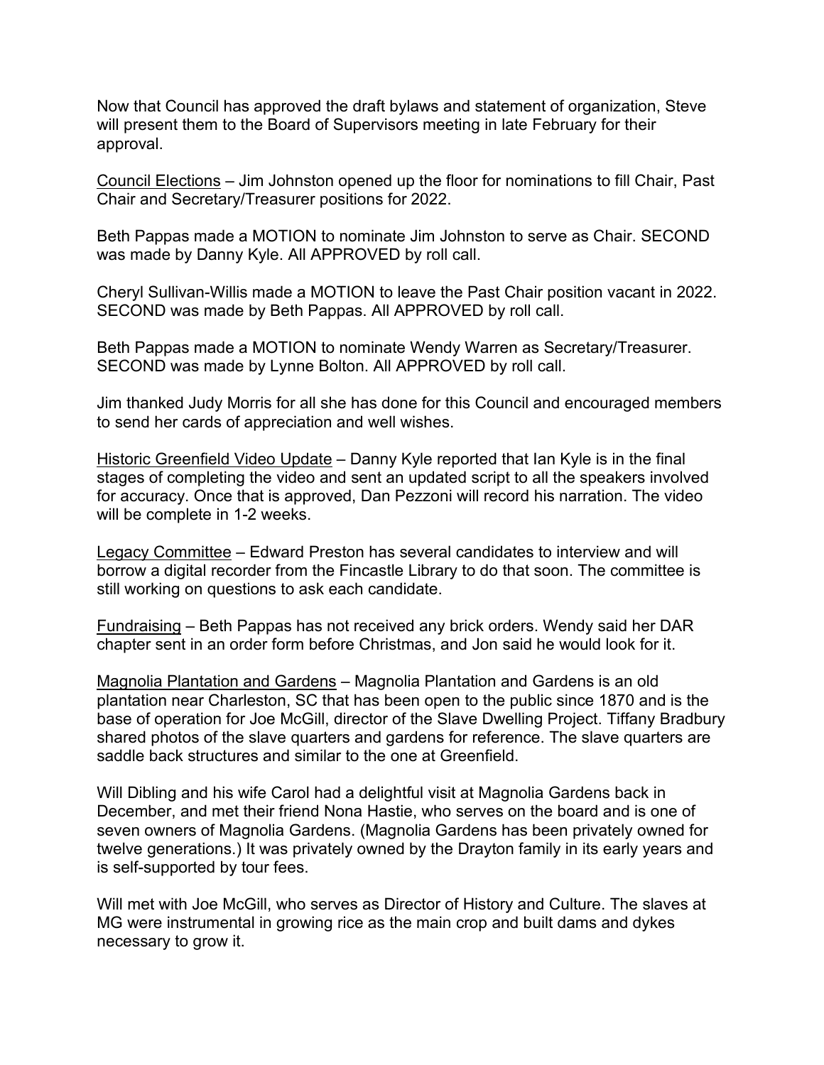Now that Council has approved the draft bylaws and statement of organization, Steve will present them to the Board of Supervisors meeting in late February for their approval.

<u>Council Elections</u> – Jim Johnston opened up the floor for nominations to fill Chair, Past Chair and Secretary/Treasurer positions for 2022.

Beth Pappas made a MOTION to nominate Jim Johnston to serve as Chair. SECOND was made by Danny Kyle. All APPROVED by roll call.

Cheryl Sullivan-Willis made a MOTION to leave the Past Chair position vacant in 2022. SECOND was made by Beth Pappas. All APPROVED by roll call.

Beth Pappas made a MOTION to nominate Wendy Warren as Secretary/Treasurer. SECOND was made by Lynne Bolton. All APPROVED by roll call.

Jim thanked Judy Morris for all she has done for this Council and encouraged members to send her cards of appreciation and well wishes.

<u>Historic Greenfield Video Update</u> – Danny Kyle reported that Ian Kyle is in the final stages of completing the video and sent an updated script to all the speakers involved for accuracy. Once that is approved, Dan Pezzoni will record his narration. The video will be complete in 1-2 weeks.

<u>Legacy Committee</u> – Edward Preston has several candidates to interview and will borrow a digital recorder from the Fincastle Library to do that soon. The committee is still working on questions to ask each candidate.

<u>Fundraising</u> – Beth Pappas has not received any brick orders. Wendy said her DAR chapter sent in an order form before Christmas, and Jon said he would look for it.

<u>Magnolia Plantation and Gardens</u> – Magnolia Plantation and Gardens is an old plantation near Charleston, SC that has been open to the public since 1870 and is the base of operation for Joe McGill, director of the Slave Dwelling Project. Tiffany Bradbury shared photos of the slave quarters and gardens for reference. The slave quarters are saddle back structures and similar to the one at Greenfield.

Will Dibling and his wife Carol had a delightful visit at Magnolia Gardens back in December, and met their friend Nona Hastie, who serves on the board and is one of seven owners of Magnolia Gardens. (Magnolia Gardens has been privately owned for twelve generations.) It was privately owned by the Drayton family in its early years and is self-supported by tour fees.

Will met with Joe McGill, who serves as Director of History and Culture. The slaves at MG were instrumental in growing rice as the main crop and built dams and dykes necessary to grow it.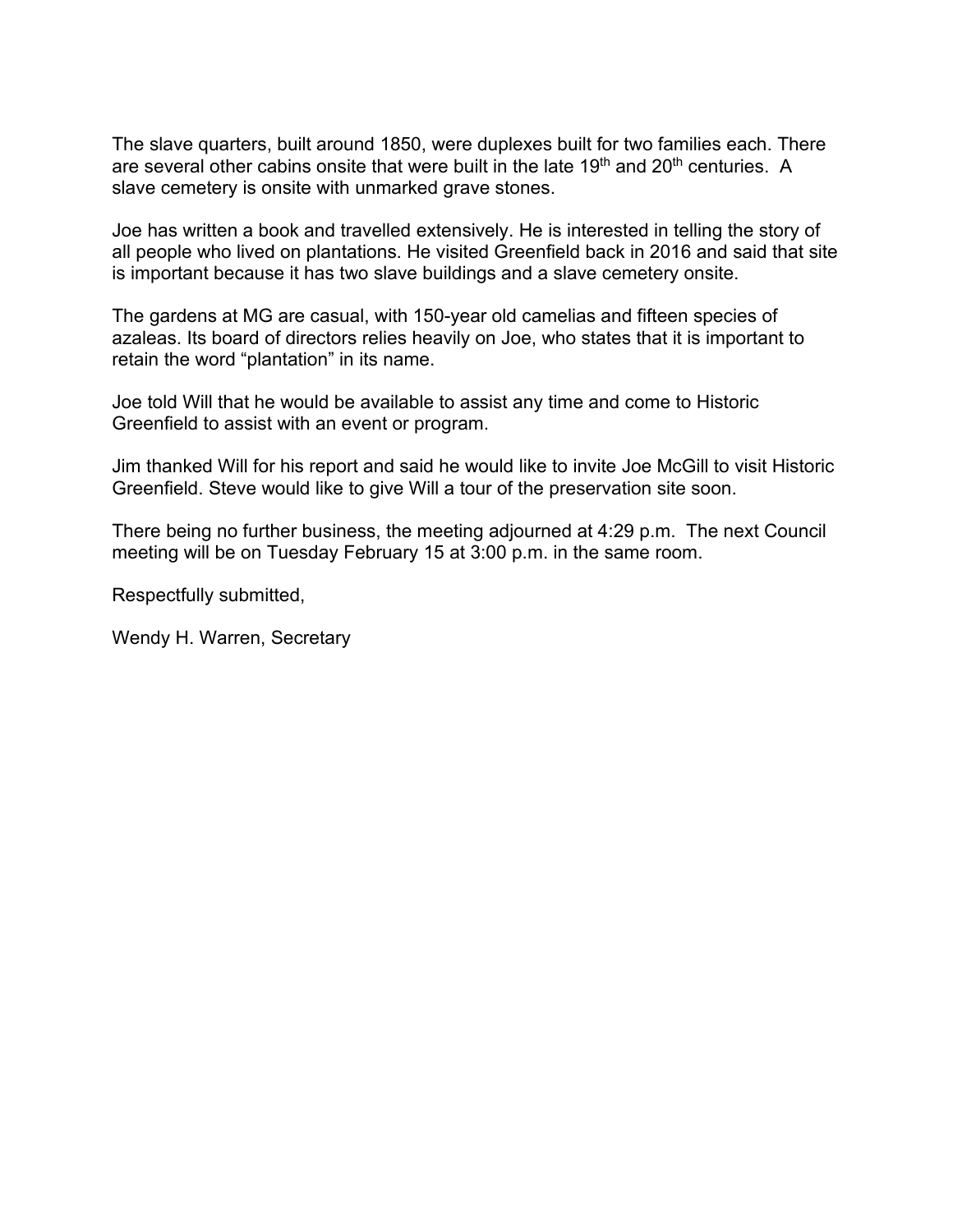The slave quarters, built around 1850, were duplexes built for two families each. There are several other cabins onsite that were built in the late 19th and 20th centuries. A slave cemetery is onsite with unmarked grave stones.

Joe has written a book and travelled extensively. He is interested in telling the story of all people who lived on plantations. He visited Greenfield back in 2016 and said that site is important because it has two slave buildings and a slave cemetery onsite.

The gardens at MG are casual, with 150-year old camelias and fifteen species of azaleas. Its board of directors relies heavily on Joe, who states that it is important to retain the word “plantation” in its name.

Joe told Will that he would be available to assist any time and come to Historic Greenfield to assist with an event or program.

Jim thanked Will for his report and said he would like to invite Joe McGill to visit Historic Greenfield. Steve would like to give Will a tour of the preservation site soon.

There being no further business, the meeting adjourned at 4:29 p.m. The next Council meeting will be on Tuesday February 15 at 3:00 p.m. in the same room.

Respectfully submitted,

Wendy H. Warren, Secretary